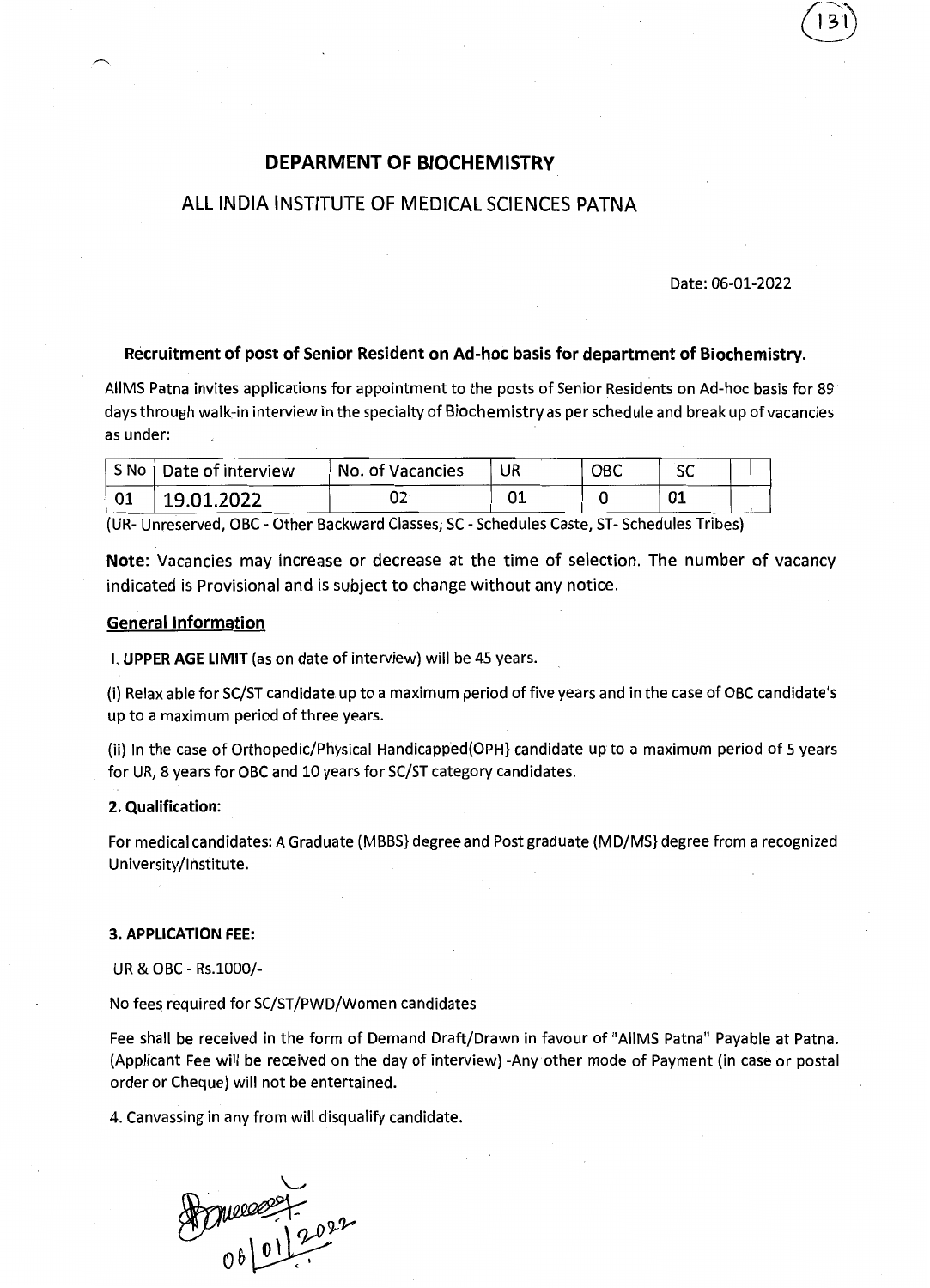# DEPARMENT OF BIOCHEMISTRY

## ALL INDIA INSTITUTE OF MEDICAL SCIENCES PATNA

Date: 06-01-2022

### Recruitment of post of Senior Resident on Ad-hoc basis for department of Biochemistry.

AIIMS Patna invites applications for appointment to the posts of Senior Residents on Ad-hoc basis for 89 days through walk-in interview in the specialty of Biochemistry as per schedule and break up of vacancies as under:

| S No | Date of interview | No. of Vacancies | UR | OBC | SC | | |
|---|---|---|---|---|---|---|---|
| 01 | 19.01.2022 | 02 | 01 | 0 | 01 | | |

(UR- Unreserved, OBC - Other Backward Classes, SC - Schedules Caste, ST- Schedules Tribes)

**Note**: Vacancies may increase or decrease at the time of selection. The number of vacancy indicated is Provisional and is subject to change without any notice.

**General Information**

I. **UPPER AGE LIMIT** (as on date of interview) will be 45 years.

(i) Relax able for SC/ST candidate up to a maximum period of five years and in the case of OBC candidate's up to a maximum period of three years.

(ii) In the case of Orthopedic/Physical Handicapped(OPH) candidate up to a maximum period of 5 years for UR, 8 years for OBC and 10 years for SC/ST category candidates.

**2. Qualification:**

For medical candidates: A Graduate (MBBS) degree and Post graduate (MD/MS) degree from a recognized University/Institute.

**3. APPLICATION FEE:**

UR & OBC - Rs.1000/-

No fees required for SC/ST/PWD/Women candidates

Fee shall be received in the form of Demand Draft/Drawn in favour of "AIIMS Patna" Payable at Patna. (Applicant Fee will be received on the day of interview) -Any other mode of Payment (in case or postal order or Cheque) will not be entertained.

4. Canvassing in any from will disqualify candidate.

06/01/2022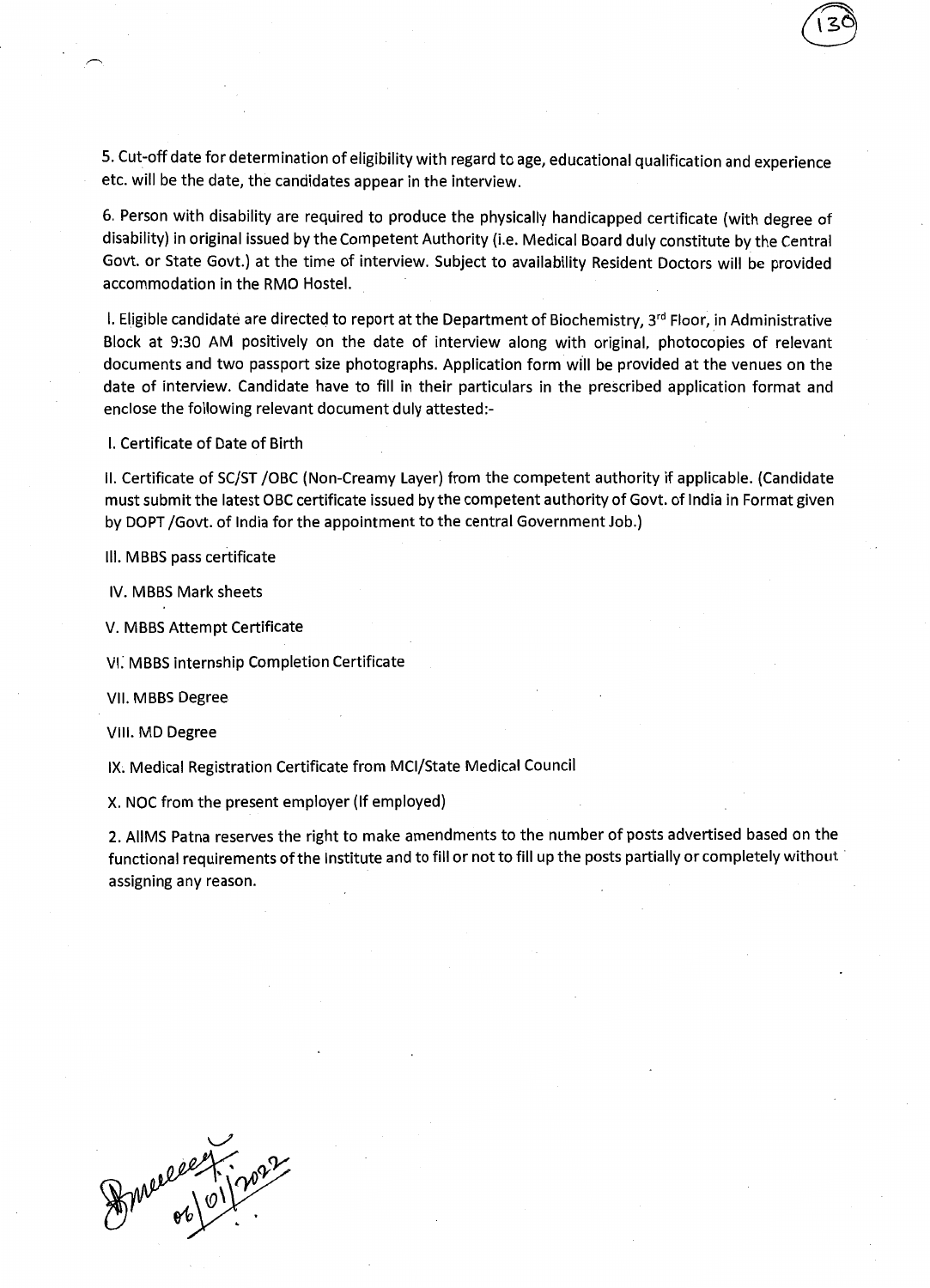5. Cut-off date for determination of eligibility with regard to age, educational qualification and experience etc. will be the date, the candidates appear in the interview.

6. Person with disability are required to produce the physically handicapped certificate (with degree of disability) in original issued by the Competent Authority (i.e. Medical Board duly constitute by the Central Govt. or State Govt.) at the time of interview. Subject to availability Resident Doctors will be provided accommodation in the RMO Hostel.

I. Eligible candidate are directed to report at the Department of Biochemistry, 3rd Floor, in Administrative Block at 9:30 AM positively on the date of interview along with original, photocopies of relevant documents and two passport size photographs. Application form will be provided at the venues on the date of interview. Candidate have to fill in their particulars in the prescribed application format and enclose the following relevant document duly attested:-

I. Certificate of Date of Birth

II. Certificate of SC/ST /OBC (Non-Creamy Layer) from the competent authority if applicable. (Candidate must submit the latest OBC certificate issued by the competent authority of Govt. of India in Format given by DOPT /Govt. of India for the appointment to the central Government Job.)

III. MBBS pass certificate

IV. MBBS Mark sheets

V. MBBS Attempt Certificate

VI. MBBS Internship Completion Certificate

VII. MBBS Degree

VIII. MD Degree

IX. Medical Registration Certificate from MCI/State Medical Council

X. NOC from the present employer (If employed)

2. AIIMS Patna reserves the right to make amendments to the number of posts advertised based on the functional requirements of the Institute and to fill or not to fill up the posts partially or completely without assigning any reason.

06/01/2022